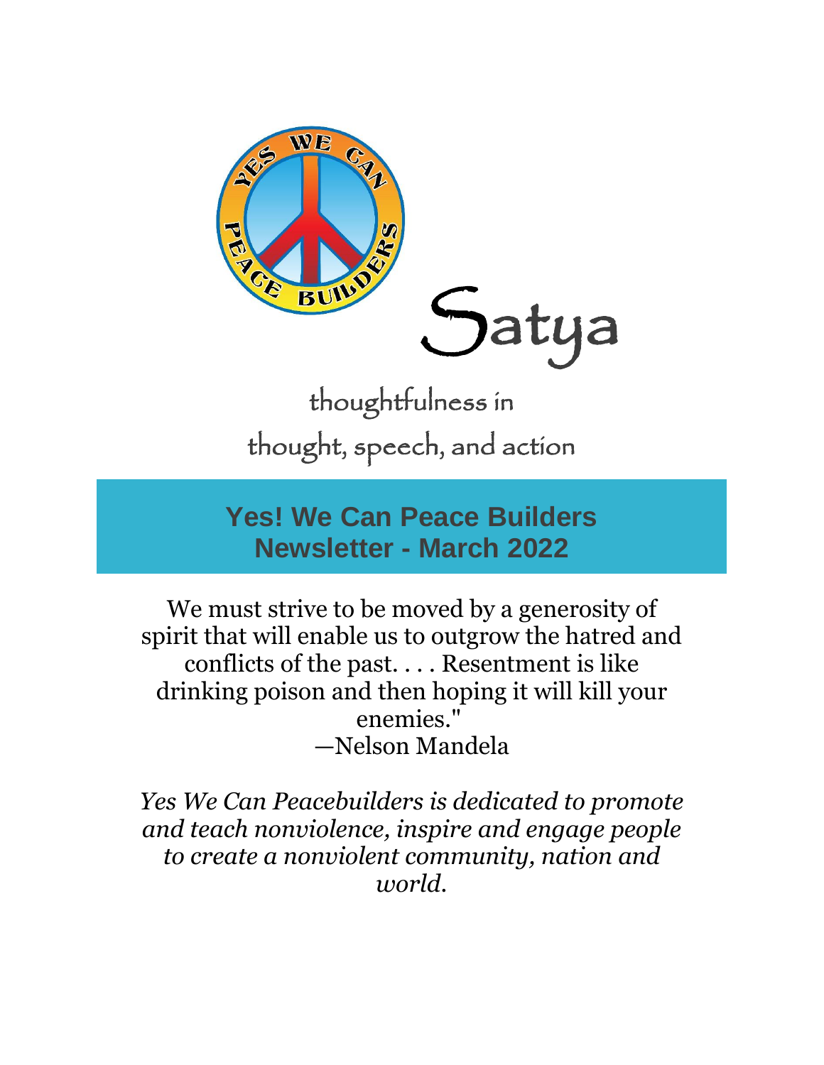# Satya

thoughtfulness in
thought, speech, and action

## Yes! We Can Peace Builders Newsletter - March 2022

We must strive to be moved by a generosity of spirit that will enable us to outgrow the hatred and conflicts of the past. . . . Resentment is like drinking poison and then hoping it will kill your enemies."
—Nelson Mandela

*Yes We Can Peacebuilders is dedicated to promote and teach nonviolence, inspire and engage people to create a nonviolent community, nation and world.*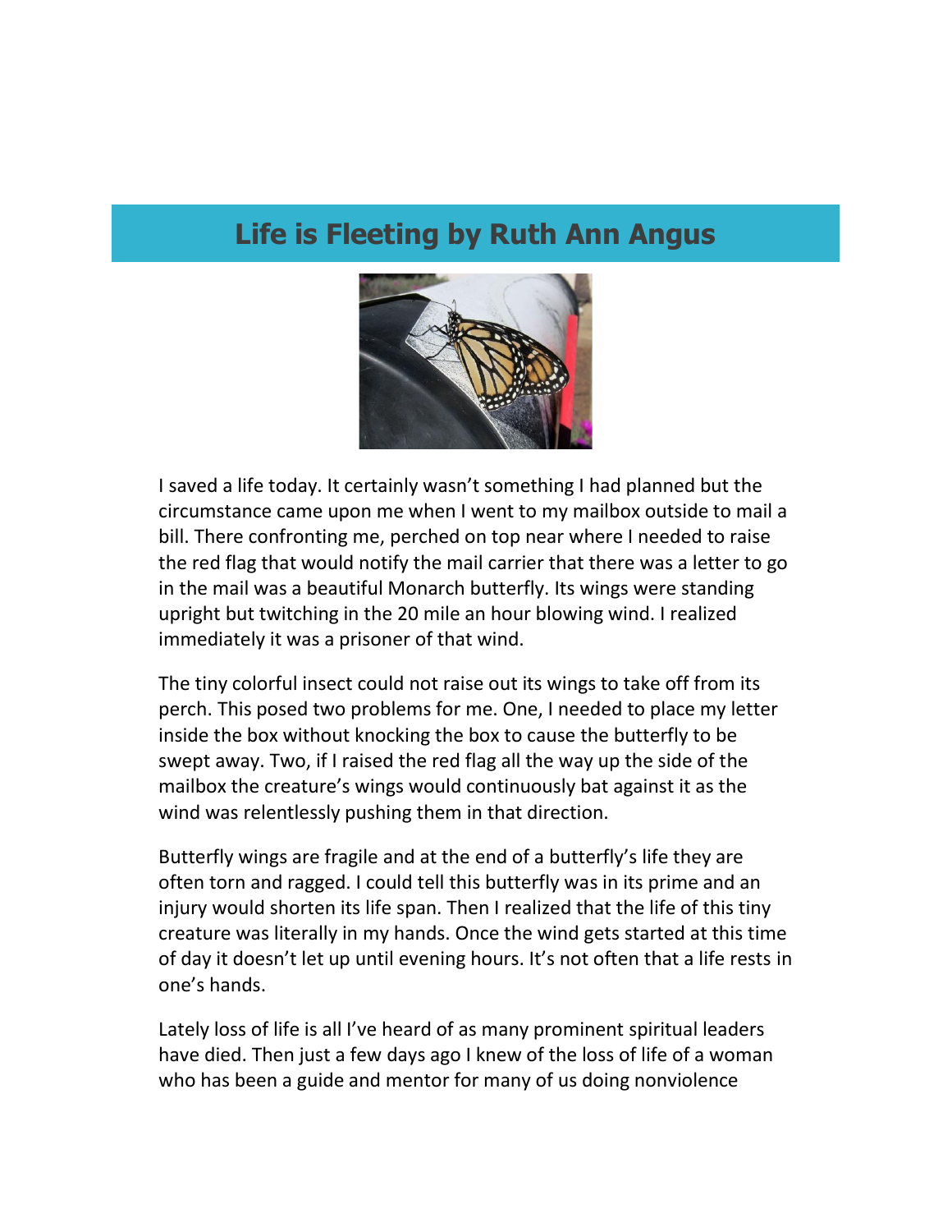# Life is Fleeting by Ruth Ann Angus

I saved a life today. It certainly wasn't something I had planned but the circumstance came upon me when I went to my mailbox outside to mail a bill. There confronting me, perched on top near where I needed to raise the red flag that would notify the mail carrier that there was a letter to go in the mail was a beautiful Monarch butterfly. Its wings were standing upright but twitching in the 20 mile an hour blowing wind. I realized immediately it was a prisoner of that wind.

The tiny colorful insect could not raise out its wings to take off from its perch. This posed two problems for me. One, I needed to place my letter inside the box without knocking the box to cause the butterfly to be swept away. Two, if I raised the red flag all the way up the side of the mailbox the creature's wings would continuously bat against it as the wind was relentlessly pushing them in that direction.

Butterfly wings are fragile and at the end of a butterfly's life they are often torn and ragged. I could tell this butterfly was in its prime and an injury would shorten its life span. Then I realized that the life of this tiny creature was literally in my hands. Once the wind gets started at this time of day it doesn't let up until evening hours. It's not often that a life rests in one's hands.

Lately loss of life is all I've heard of as many prominent spiritual leaders have died. Then just a few days ago I knew of the loss of life of a woman who has been a guide and mentor for many of us doing nonviolence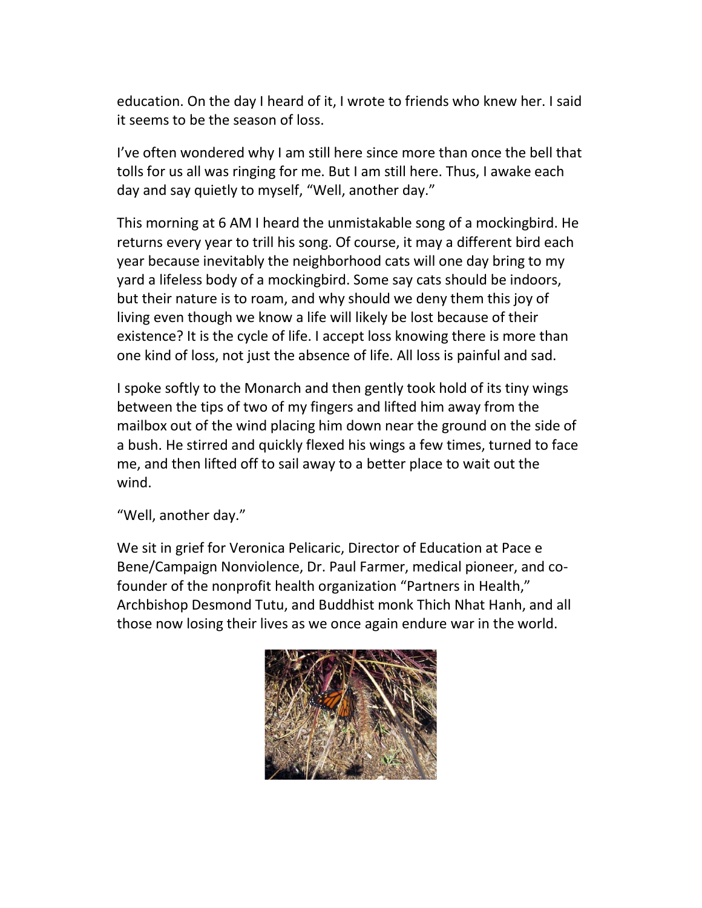education. On the day I heard of it, I wrote to friends who knew her. I said it seems to be the season of loss.

I've often wondered why I am still here since more than once the bell that tolls for us all was ringing for me. But I am still here. Thus, I awake each day and say quietly to myself, "Well, another day."

This morning at 6 AM I heard the unmistakable song of a mockingbird. He returns every year to trill his song. Of course, it may a different bird each year because inevitably the neighborhood cats will one day bring to my yard a lifeless body of a mockingbird. Some say cats should be indoors, but their nature is to roam, and why should we deny them this joy of living even though we know a life will likely be lost because of their existence? It is the cycle of life. I accept loss knowing there is more than one kind of loss, not just the absence of life. All loss is painful and sad.

I spoke softly to the Monarch and then gently took hold of its tiny wings between the tips of two of my fingers and lifted him away from the mailbox out of the wind placing him down near the ground on the side of a bush. He stirred and quickly flexed his wings a few times, turned to face me, and then lifted off to sail away to a better place to wait out the wind.

"Well, another day."

We sit in grief for Veronica Pelicaric, Director of Education at Pace e Bene/Campaign Nonviolence, Dr. Paul Farmer, medical pioneer, and co-founder of the nonprofit health organization "Partners in Health," Archbishop Desmond Tutu, and Buddhist monk Thich Nhat Hanh, and all those now losing their lives as we once again endure war in the world.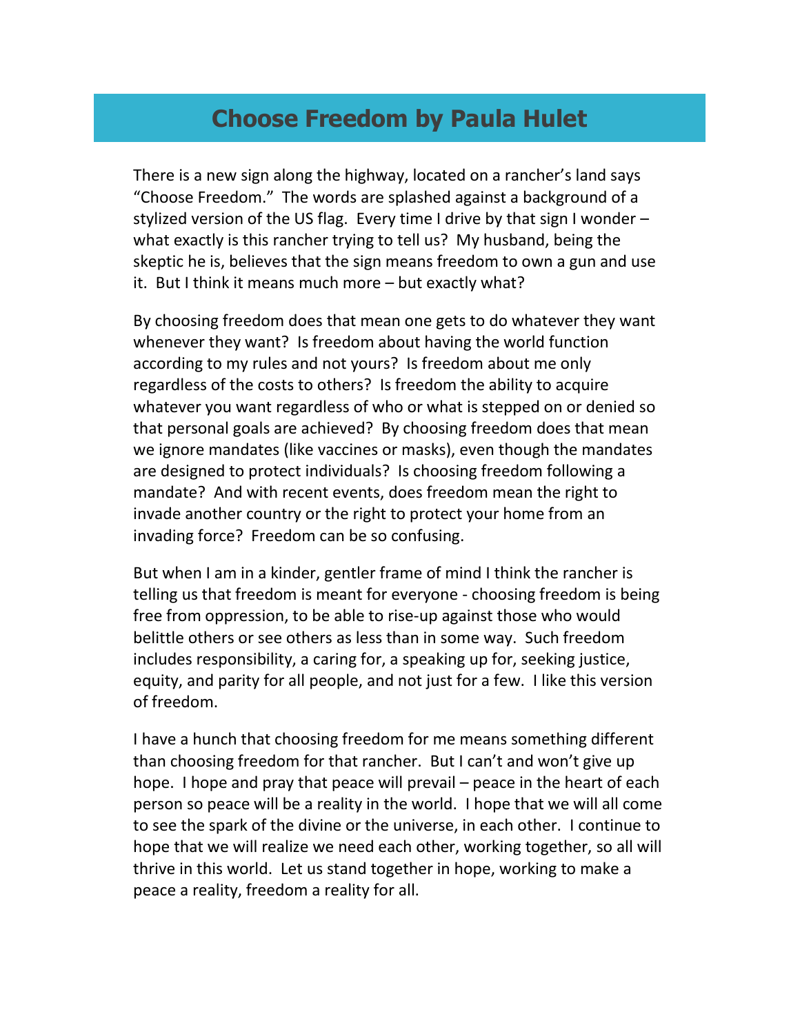# Choose Freedom by Paula Hulet

There is a new sign along the highway, located on a rancher's land says "Choose Freedom." The words are splashed against a background of a stylized version of the US flag. Every time I drive by that sign I wonder – what exactly is this rancher trying to tell us? My husband, being the skeptic he is, believes that the sign means freedom to own a gun and use it. But I think it means much more – but exactly what?

By choosing freedom does that mean one gets to do whatever they want whenever they want? Is freedom about having the world function according to my rules and not yours? Is freedom about me only regardless of the costs to others? Is freedom the ability to acquire whatever you want regardless of who or what is stepped on or denied so that personal goals are achieved? By choosing freedom does that mean we ignore mandates (like vaccines or masks), even though the mandates are designed to protect individuals? Is choosing freedom following a mandate? And with recent events, does freedom mean the right to invade another country or the right to protect your home from an invading force? Freedom can be so confusing.

But when I am in a kinder, gentler frame of mind I think the rancher is telling us that freedom is meant for everyone - choosing freedom is being free from oppression, to be able to rise-up against those who would belittle others or see others as less than in some way. Such freedom includes responsibility, a caring for, a speaking up for, seeking justice, equity, and parity for all people, and not just for a few. I like this version of freedom.

I have a hunch that choosing freedom for me means something different than choosing freedom for that rancher. But I can't and won't give up hope. I hope and pray that peace will prevail – peace in the heart of each person so peace will be a reality in the world. I hope that we will all come to see the spark of the divine or the universe, in each other. I continue to hope that we will realize we need each other, working together, so all will thrive in this world. Let us stand together in hope, working to make a peace a reality, freedom a reality for all.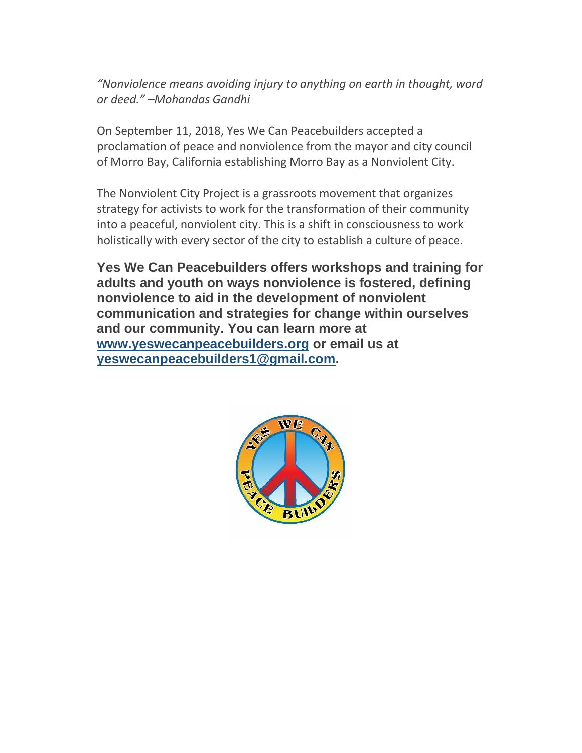*“Nonviolence means avoiding injury to anything on earth in thought, word or deed.” –Mohandas Gandhi*

On September 11, 2018, Yes We Can Peacebuilders accepted a proclamation of peace and nonviolence from the mayor and city council of Morro Bay, California establishing Morro Bay as a Nonviolent City.

The Nonviolent City Project is a grassroots movement that organizes strategy for activists to work for the transformation of their community into a peaceful, nonviolent city. This is a shift in consciousness to work holistically with every sector of the city to establish a culture of peace.

**Yes We Can Peacebuilders offers workshops and training for adults and youth on ways nonviolence is fostered, defining nonviolence to aid in the development of nonviolent communication and strategies for change within ourselves and our community. You can learn more at [www.yeswecanpeacebuilders.org](http://www.yeswecanpeacebuilders.org) or email us at [yeswecanpeacebuilders1@gmail.com](mailto:yeswecanpeacebuilders1@gmail.com).**